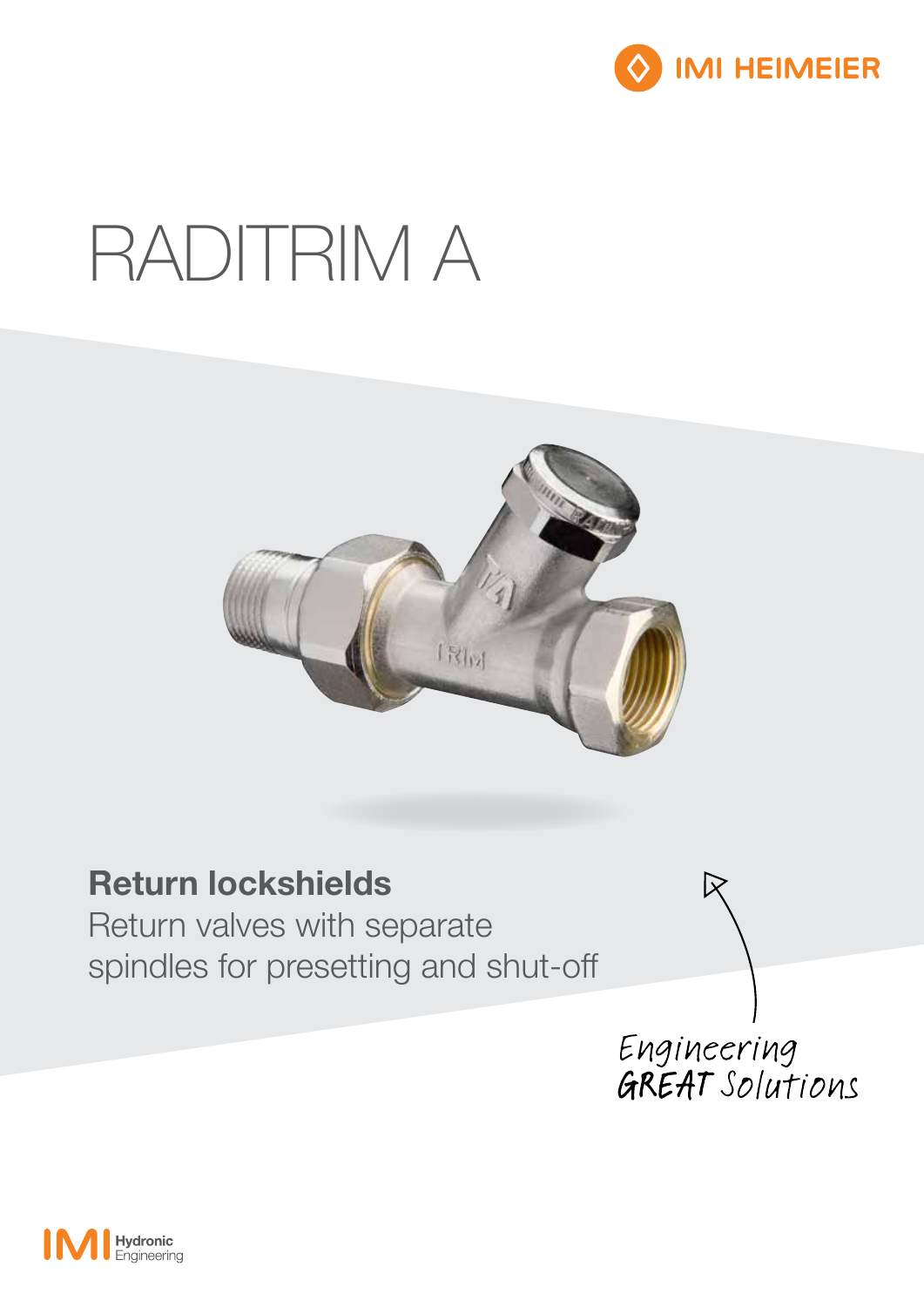IMI HEIMEIER

# RADITRIM A

## Return lockshields

Return valves with separate spindles for presetting and shut-off

Engineering GREAT Solutions

IMI Hydronic Engineering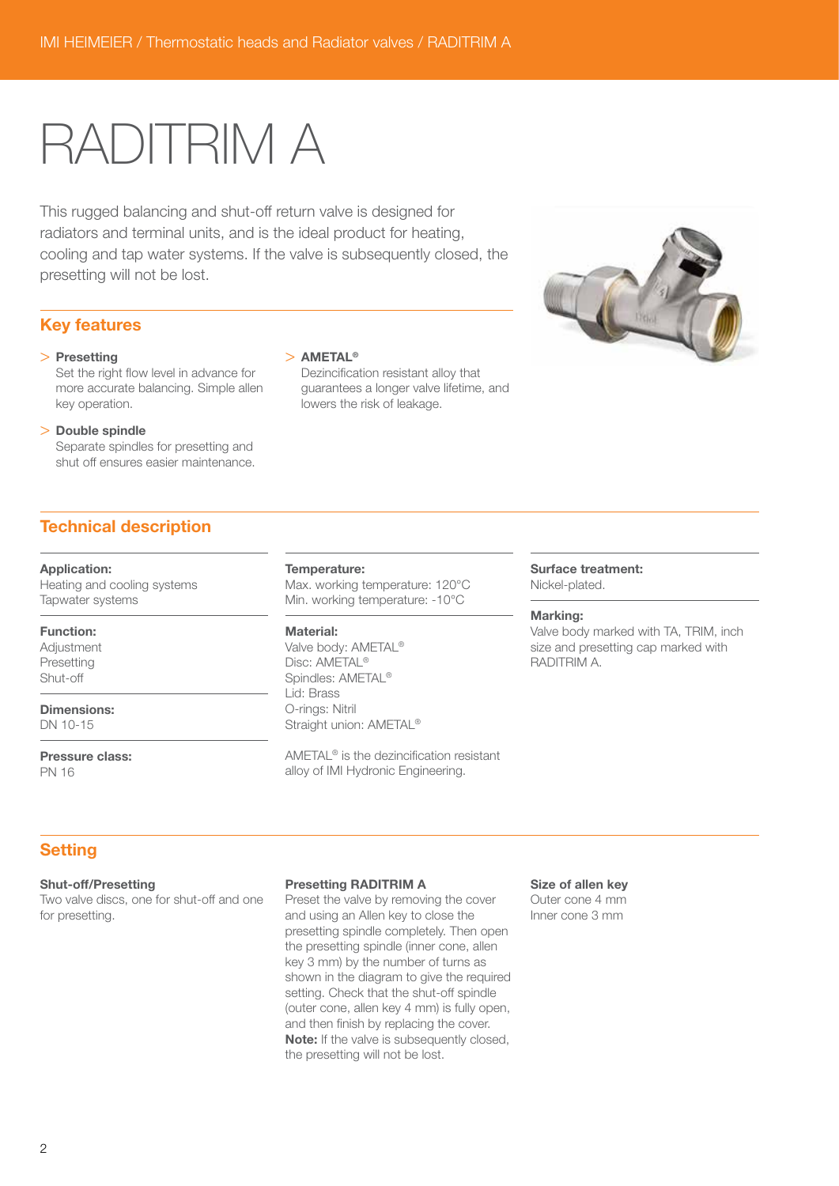# RADITRIM A

This rugged balancing and shut-off return valve is designed for radiators and terminal units, and is the ideal product for heating, cooling and tap water systems. If the valve is subsequently closed, the presetting will not be lost.

## Key features

> **Presetting**
Set the right flow level in advance for more accurate balancing. Simple allen key operation.

> **Double spindle**
Separate spindles for presetting and shut off ensures easier maintenance.

> **AMETAL®**
Dezincification resistant alloy that guarantees a longer valve lifetime, and lowers the risk of leakage.

## Technical description

**Application:**
Heating and cooling systems
Tapwater systems

**Function:**
Adjustment
Presetting
Shut-off

**Dimensions:**
DN 10-15

**Pressure class:**
PN 16

**Temperature:**
Max. working temperature: 120°C
Min. working temperature: -10°C

**Material:**
Valve body: AMETAL®
Disc: AMETAL®
Spindles: AMETAL®
Lid: Brass
O-rings: Nitril
Straight union: AMETAL®

AMETAL® is the dezincification resistant alloy of IMI Hydronic Engineering.

**Surface treatment:**
Nickel-plated.

**Marking:**
Valve body marked with TA, TRIM, inch size and presetting cap marked with RADITRIM A.

## Setting

**Shut-off/Presetting**
Two valve discs, one for shut-off and one for presetting.

**Presetting RADITRIM A**
Preset the valve by removing the cover and using an Allen key to close the presetting spindle completely. Then open the presetting spindle (inner cone, allen key 3 mm) by the number of turns as shown in the diagram to give the required setting. Check that the shut-off spindle (outer cone, allen key 4 mm) is fully open, and then finish by replacing the cover.
**Note:** If the valve is subsequently closed, the presetting will not be lost.

**Size of allen key**
Outer cone 4 mm
Inner cone 3 mm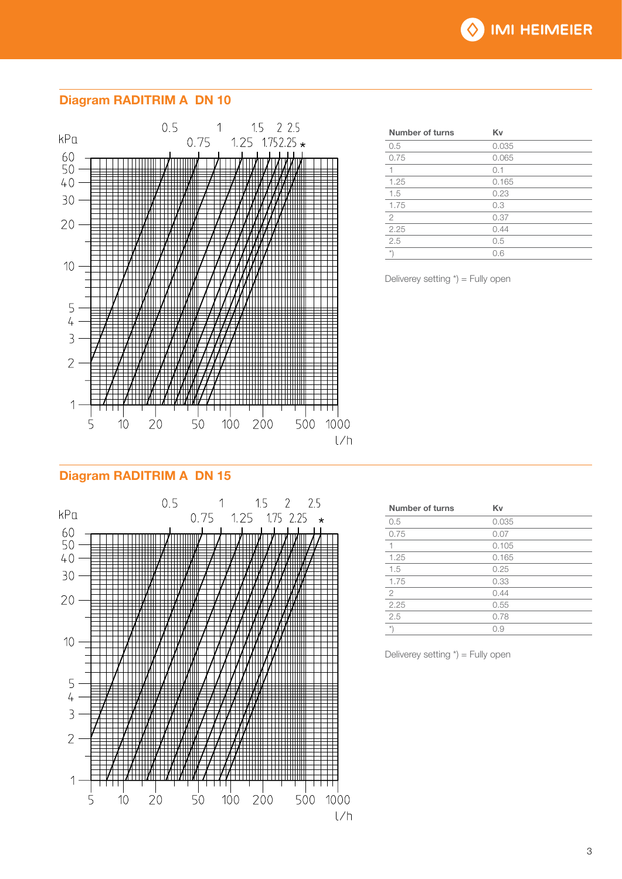## Diagram RADITRIM A DN 10

| Number of turns | Kv |
| --- | --- |
| 0.5 | 0.035 |
| 0.75 | 0.065 |
| 1 | 0.1 |
| 1.25 | 0.165 |
| 1.5 | 0.23 |
| 1.75 | 0.3 |
| 2 | 0.37 |
| 2.25 | 0.44 |
| 2.5 | 0.5 |
| *) | 0.6 |

Deliverey setting *) = Fully open

## Diagram RADITRIM A DN 15

| Number of turns | Kv |
| --- | --- |
| 0.5 | 0.035 |
| 0.75 | 0.07 |
| 1 | 0.105 |
| 1.25 | 0.165 |
| 1.5 | 0.25 |
| 1.75 | 0.33 |
| 2 | 0.44 |
| 2.25 | 0.55 |
| 2.5 | 0.78 |
| *) | 0.9 |

Deliverey setting *) = Fully open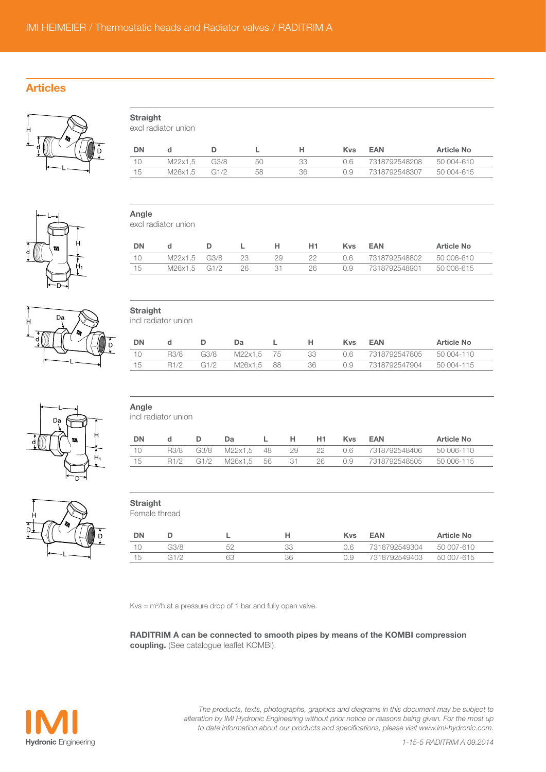## Articles

### Straight
excl radiator union

| DN | d | D | L | H | Kvs | EAN | Article No |
|---|---|---|---|---|---|---|---|
| 10 | M22x1,5 | G3/8 | 50 | 33 | 0.6 | 7318792548208 | 50 004-610 |
| 15 | M26x1,5 | G1/2 | 58 | 36 | 0.9 | 7318792548307 | 50 004-615 |

### Angle
excl radiator union

| DN | d | D | L | H | H1 | Kvs | EAN | Article No |
|---|---|---|---|---|---|---|---|---|
| 10 | M22x1,5 | G3/8 | 23 | 29 | 22 | 0.6 | 7318792548802 | 50 006-610 |
| 15 | M26x1,5 | G1/2 | 26 | 31 | 26 | 0.9 | 7318792548901 | 50 006-615 |

### Straight
incl radiator union

| DN | d | D | Da | L | H | Kvs | EAN | Article No |
|---|---|---|---|---|---|---|---|---|
| 10 | R3/8 | G3/8 | M22x1,5 | 75 | 33 | 0.6 | 7318792547805 | 50 004-110 |
| 15 | R1/2 | G1/2 | M26x1,5 | 88 | 36 | 0.9 | 7318792547904 | 50 004-115 |

### Angle
incl radiator union

| DN | d | D | Da | L | H | H1 | Kvs | EAN | Article No |
|---|---|---|---|---|---|---|---|---|---|
| 10 | R3/8 | G3/8 | M22x1,5 | 48 | 29 | 22 | 0.6 | 7318792548406 | 50 006-110 |
| 15 | R1/2 | G1/2 | M26x1,5 | 56 | 31 | 26 | 0.9 | 7318792548505 | 50 006-115 |

### Straight
Female thread

| DN | D | L | H | Kvs | EAN | Article No |
|---|---|---|---|---|---|---|
| 10 | G3/8 | 52 | 33 | 0.6 | 7318792549304 | 50 007-610 |
| 15 | G1/2 | 63 | 36 | 0.9 | 7318792549403 | 50 007-615 |

Kvs = $m^3/h$ at a pressure drop of 1 bar and fully open valve.

**RADITRIM A can be connected to smooth pipes by means of the KOMBI compression coupling.** (See catalogue leaflet KOMBI).

*The products, texts, photographs, graphics and diagrams in this document may be subject to alteration by IMI Hydronic Engineering without prior notice or reasons being given. For the most up to date information about our products and specifications, please visit www.imi-hydronic.com.*